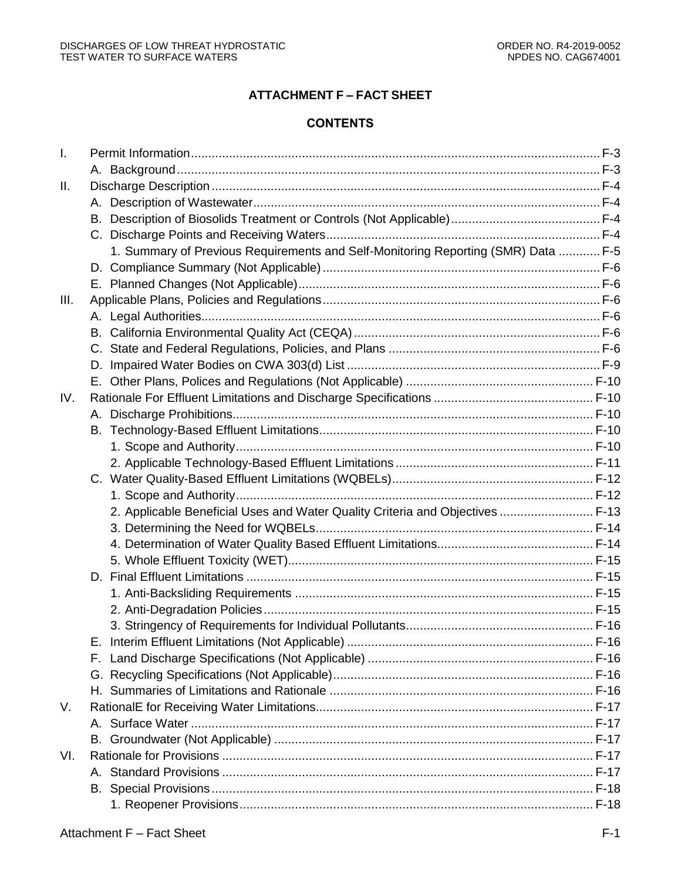# ATTACHMENT F – FACT SHEET

## CONTENTS

- I. Permit Information ... F-3
  - A. Background ... F-3
- II. Discharge Description ... F-4
  - A. Description of Wastewater ... F-4
  - B. Description of Biosolids Treatment or Controls (Not Applicable) ... F-4
  - C. Discharge Points and Receiving Waters ... F-4
    - 1. Summary of Previous Requirements and Self-Monitoring Reporting (SMR) Data ... F-5
  - D. Compliance Summary (Not Applicable) ... F-6
  - E. Planned Changes (Not Applicable) ... F-6
- III. Applicable Plans, Policies and Regulations ... F-6
  - A. Legal Authorities ... F-6
  - B. California Environmental Quality Act (CEQA) ... F-6
  - C. State and Federal Regulations, Policies, and Plans ... F-6
  - D. Impaired Water Bodies on CWA 303(d) List ... F-9
  - E. Other Plans, Polices and Regulations (Not Applicable) ... F-10
- IV. Rationale For Effluent Limitations and Discharge Specifications ... F-10
  - A. Discharge Prohibitions ... F-10
  - B. Technology-Based Effluent Limitations ... F-10
    - 1. Scope and Authority ... F-10
    - 2. Applicable Technology-Based Effluent Limitations ... F-11
  - C. Water Quality-Based Effluent Limitations (WQBELs) ... F-12
    - 1. Scope and Authority ... F-12
    - 2. Applicable Beneficial Uses and Water Quality Criteria and Objectives ... F-13
    - 3. Determining the Need for WQBELs ... F-14
    - 4. Determination of Water Quality Based Effluent Limitations ... F-14
    - 5. Whole Effluent Toxicity (WET) ... F-15
  - D. Final Effluent Limitations ... F-15
    - 1. Anti-Backsliding Requirements ... F-15
    - 2. Anti-Degradation Policies ... F-15
    - 3. Stringency of Requirements for Individual Pollutants ... F-16
  - E. Interim Effluent Limitations (Not Applicable) ... F-16
  - F. Land Discharge Specifications (Not Applicable) ... F-16
  - G. Recycling Specifications (Not Applicable) ... F-16
  - H. Summaries of Limitations and Rationale ... F-16
- V. RationalE for Receiving Water Limitations ... F-17
  - A. Surface Water ... F-17
  - B. Groundwater (Not Applicable) ... F-17
- VI. Rationale for Provisions ... F-17
  - A. Standard Provisions ... F-17
  - B. Special Provisions ... F-18
    - 1. Reopener Provisions ... F-18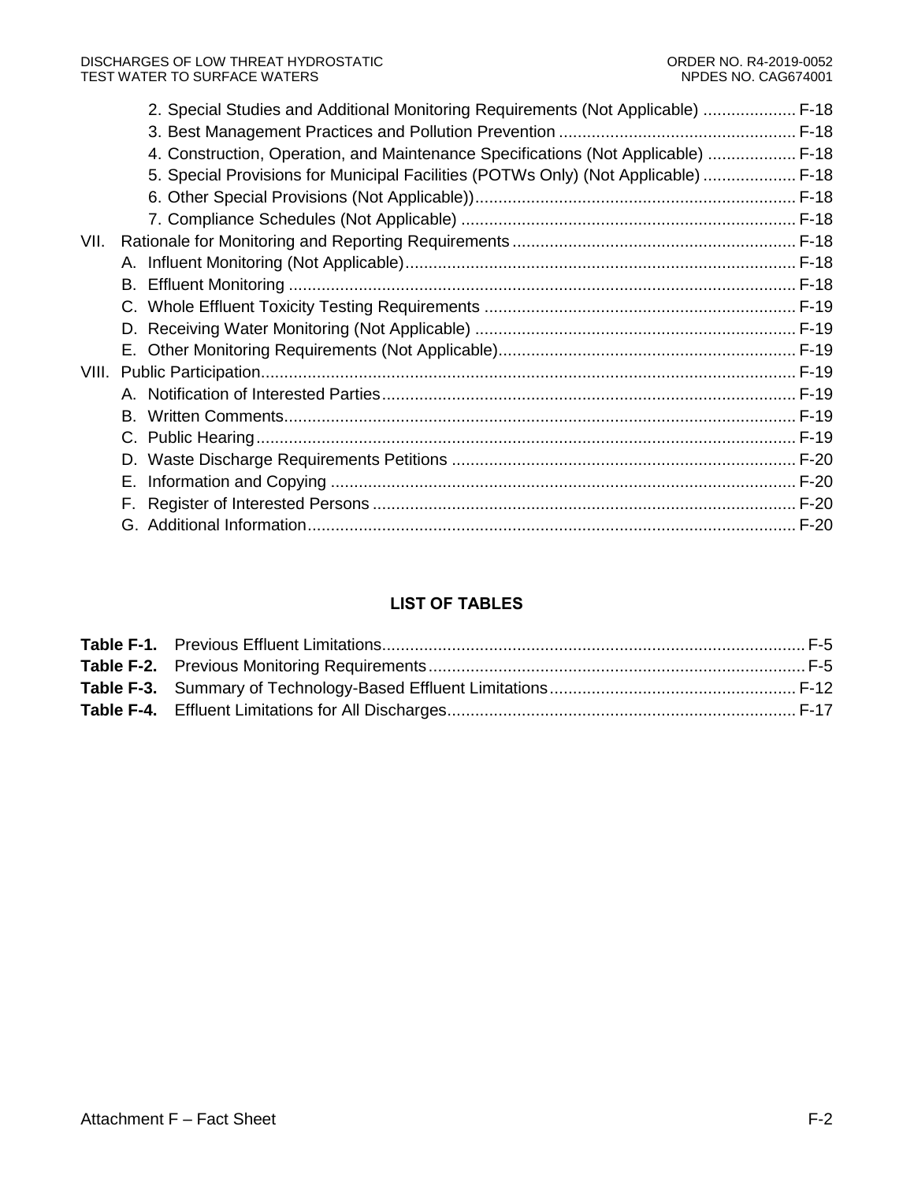2. Special Studies and Additional Monitoring Requirements (Not Applicable) .................... F-18
3. Best Management Practices and Pollution Prevention ................................................... F-18
4. Construction, Operation, and Maintenance Specifications (Not Applicable) ................... F-18
5. Special Provisions for Municipal Facilities (POTWs Only) (Not Applicable) .................... F-18
6. Other Special Provisions (Not Applicable)) ..................................................................... F-18
7. Compliance Schedules (Not Applicable) ........................................................................ F-18

VII. Rationale for Monitoring and Reporting Requirements ............................................................ F-18
- A. Influent Monitoring (Not Applicable) ................................................................................... F-18
- B. Effluent Monitoring ............................................................................................................ F-18
- C. Whole Effluent Toxicity Testing Requirements .................................................................. F-19
- D. Receiving Water Monitoring (Not Applicable) .................................................................... F-19
- E. Other Monitoring Requirements (Not Applicable) ............................................................... F-19

VIII. Public Participation ................................................................................................................. F-19
- A. Notification of Interested Parties ........................................................................................ F-19
- B. Written Comments ............................................................................................................. F-19
- C. Public Hearing ................................................................................................................... F-19
- D. Waste Discharge Requirements Petitions .......................................................................... F-20
- E. Information and Copying ................................................................................................... F-20
- F. Register of Interested Persons ........................................................................................... F-20
- G. Additional Information ........................................................................................................ F-20

## LIST OF TABLES

**Table F-1.** Previous Effluent Limitations .......................................................................................... F-5
**Table F-2.** Previous Monitoring Requirements ................................................................................ F-5
**Table F-3.** Summary of Technology-Based Effluent Limitations .................................................... F-12
**Table F-4.** Effluent Limitations for All Discharges .......................................................................... F-17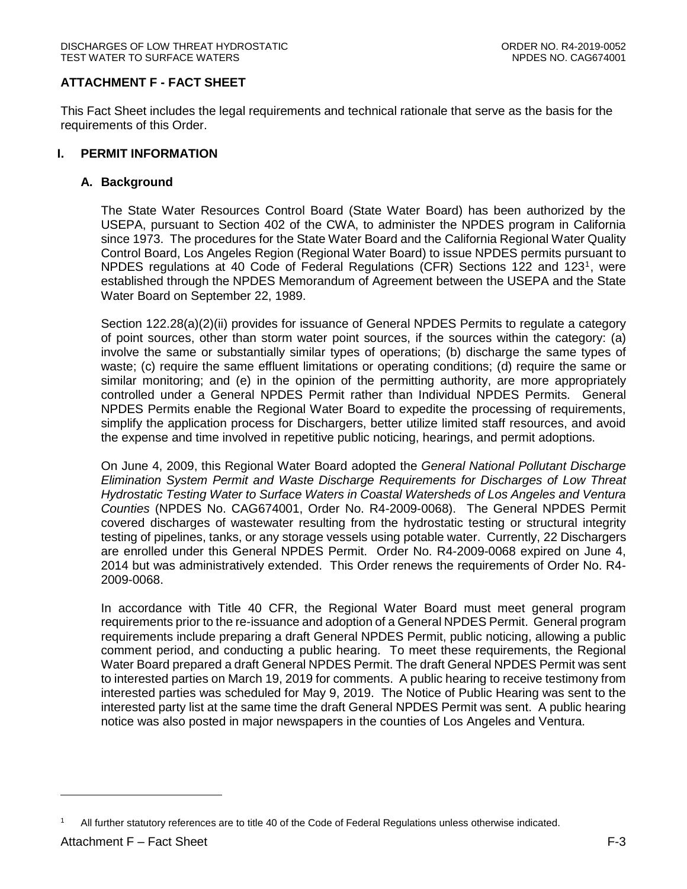# ATTACHMENT F - FACT SHEET

This Fact Sheet includes the legal requirements and technical rationale that serve as the basis for the requirements of this Order.

## I. PERMIT INFORMATION

### A. Background

The State Water Resources Control Board (State Water Board) has been authorized by the USEPA, pursuant to Section 402 of the CWA, to administer the NPDES program in California since 1973. The procedures for the State Water Board and the California Regional Water Quality Control Board, Los Angeles Region (Regional Water Board) to issue NPDES permits pursuant to NPDES regulations at 40 Code of Federal Regulations (CFR) Sections 122 and 123[1], were established through the NPDES Memorandum of Agreement between the USEPA and the State Water Board on September 22, 1989.

Section 122.28(a)(2)(ii) provides for issuance of General NPDES Permits to regulate a category of point sources, other than storm water point sources, if the sources within the category: (a) involve the same or substantially similar types of operations; (b) discharge the same types of waste; (c) require the same effluent limitations or operating conditions; (d) require the same or similar monitoring; and (e) in the opinion of the permitting authority, are more appropriately controlled under a General NPDES Permit rather than Individual NPDES Permits. General NPDES Permits enable the Regional Water Board to expedite the processing of requirements, simplify the application process for Dischargers, better utilize limited staff resources, and avoid the expense and time involved in repetitive public noticing, hearings, and permit adoptions.

On June 4, 2009, this Regional Water Board adopted the *General National Pollutant Discharge Elimination System Permit and Waste Discharge Requirements for Discharges of Low Threat Hydrostatic Testing Water to Surface Waters in Coastal Watersheds of Los Angeles and Ventura Counties* (NPDES No. CAG674001, Order No. R4-2009-0068). The General NPDES Permit covered discharges of wastewater resulting from the hydrostatic testing or structural integrity testing of pipelines, tanks, or any storage vessels using potable water. Currently, 22 Dischargers are enrolled under this General NPDES Permit. Order No. R4-2009-0068 expired on June 4, 2014 but was administratively extended. This Order renews the requirements of Order No. R4-2009-0068.

In accordance with Title 40 CFR, the Regional Water Board must meet general program requirements prior to the re-issuance and adoption of a General NPDES Permit. General program requirements include preparing a draft General NPDES Permit, public noticing, allowing a public comment period, and conducting a public hearing. To meet these requirements, the Regional Water Board prepared a draft General NPDES Permit. The draft General NPDES Permit was sent to interested parties on March 19, 2019 for comments. A public hearing to receive testimony from interested parties was scheduled for May 9, 2019. The Notice of Public Hearing was sent to the interested party list at the same time the draft General NPDES Permit was sent. A public hearing notice was also posted in major newspapers in the counties of Los Angeles and Ventura.

---

[1] All further statutory references are to title 40 of the Code of Federal Regulations unless otherwise indicated.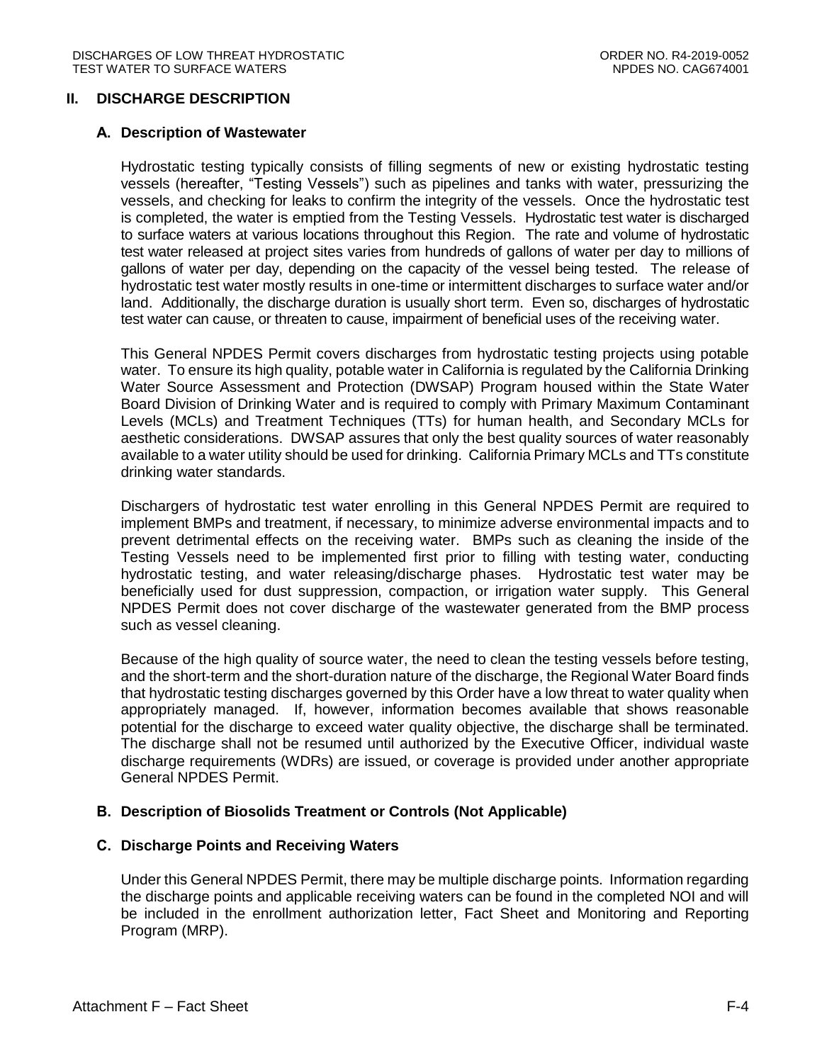## II. DISCHARGE DESCRIPTION

### A. Description of Wastewater

Hydrostatic testing typically consists of filling segments of new or existing hydrostatic testing vessels (hereafter, "Testing Vessels") such as pipelines and tanks with water, pressurizing the vessels, and checking for leaks to confirm the integrity of the vessels. Once the hydrostatic test is completed, the water is emptied from the Testing Vessels. Hydrostatic test water is discharged to surface waters at various locations throughout this Region. The rate and volume of hydrostatic test water released at project sites varies from hundreds of gallons of water per day to millions of gallons of water per day, depending on the capacity of the vessel being tested. The release of hydrostatic test water mostly results in one-time or intermittent discharges to surface water and/or land. Additionally, the discharge duration is usually short term. Even so, discharges of hydrostatic test water can cause, or threaten to cause, impairment of beneficial uses of the receiving water.

This General NPDES Permit covers discharges from hydrostatic testing projects using potable water. To ensure its high quality, potable water in California is regulated by the California Drinking Water Source Assessment and Protection (DWSAP) Program housed within the State Water Board Division of Drinking Water and is required to comply with Primary Maximum Contaminant Levels (MCLs) and Treatment Techniques (TTs) for human health, and Secondary MCLs for aesthetic considerations. DWSAP assures that only the best quality sources of water reasonably available to a water utility should be used for drinking. California Primary MCLs and TTs constitute drinking water standards.

Dischargers of hydrostatic test water enrolling in this General NPDES Permit are required to implement BMPs and treatment, if necessary, to minimize adverse environmental impacts and to prevent detrimental effects on the receiving water. BMPs such as cleaning the inside of the Testing Vessels need to be implemented first prior to filling with testing water, conducting hydrostatic testing, and water releasing/discharge phases. Hydrostatic test water may be beneficially used for dust suppression, compaction, or irrigation water supply. This General NPDES Permit does not cover discharge of the wastewater generated from the BMP process such as vessel cleaning.

Because of the high quality of source water, the need to clean the testing vessels before testing, and the short-term and the short-duration nature of the discharge, the Regional Water Board finds that hydrostatic testing discharges governed by this Order have a low threat to water quality when appropriately managed. If, however, information becomes available that shows reasonable potential for the discharge to exceed water quality objective, the discharge shall be terminated. The discharge shall not be resumed until authorized by the Executive Officer, individual waste discharge requirements (WDRs) are issued, or coverage is provided under another appropriate General NPDES Permit.

### B. Description of Biosolids Treatment or Controls (Not Applicable)

### C. Discharge Points and Receiving Waters

Under this General NPDES Permit, there may be multiple discharge points. Information regarding the discharge points and applicable receiving waters can be found in the completed NOI and will be included in the enrollment authorization letter, Fact Sheet and Monitoring and Reporting Program (MRP).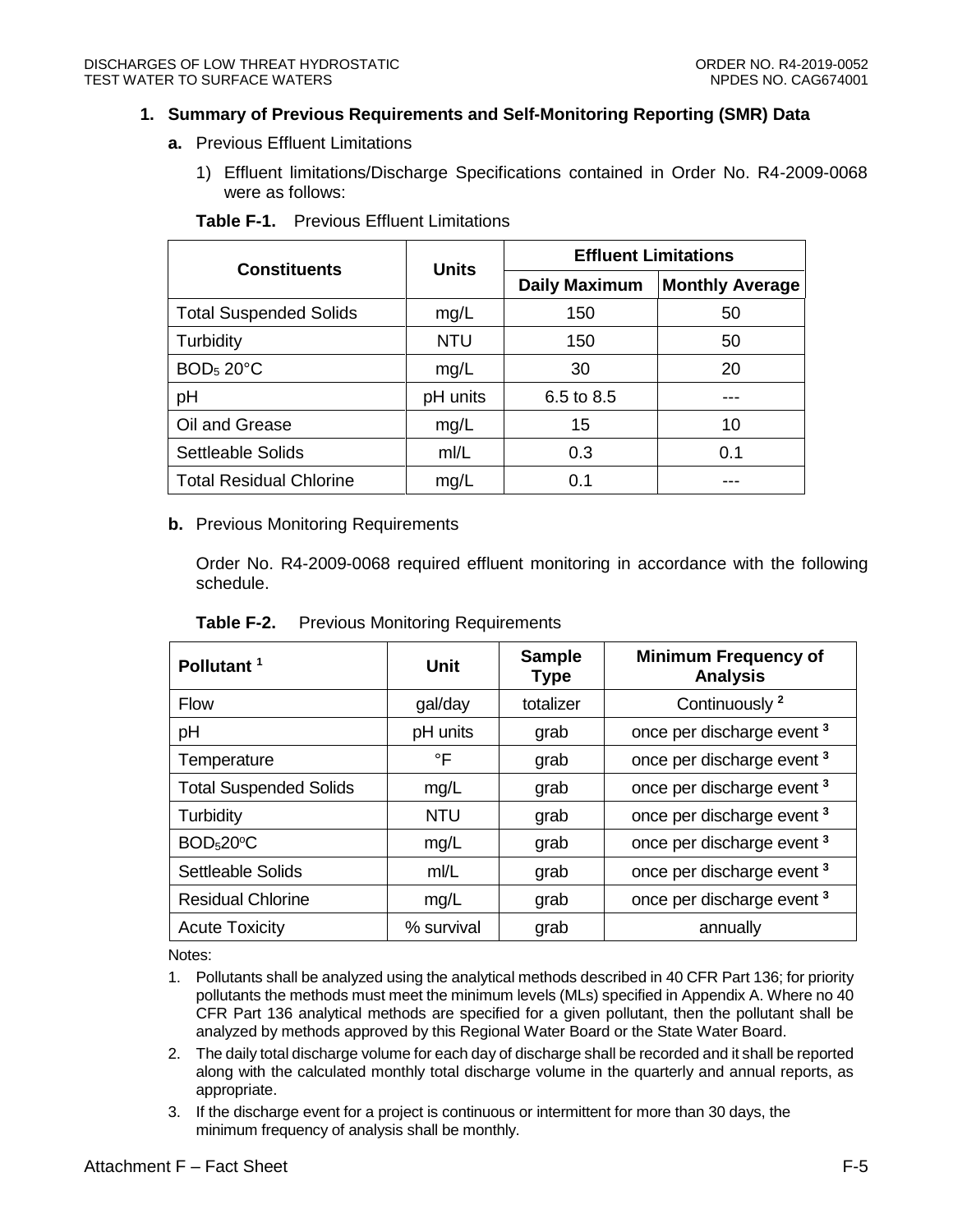## 1. Summary of Previous Requirements and Self-Monitoring Reporting (SMR) Data

**a.** Previous Effluent Limitations

1) Effluent limitations/Discharge Specifications contained in Order No. R4-2009-0068 were as follows:

**Table F-1.** Previous Effluent Limitations

| Constituents | Units | Effluent Limitations | |
|---|---|---|---|
| | | Daily Maximum | Monthly Average |
| Total Suspended Solids | mg/L | 150 | 50 |
| Turbidity | NTU | 150 | 50 |
| $BOD_5$ 20°C | mg/L | 30 | 20 |
| pH | pH units | 6.5 to 8.5 | --- |
| Oil and Grease | mg/L | 15 | 10 |
| Settleable Solids | ml/L | 0.3 | 0.1 |
| Total Residual Chlorine | mg/L | 0.1 | --- |

**b.** Previous Monitoring Requirements

Order No. R4-2009-0068 required effluent monitoring in accordance with the following schedule.

**Table F-2.** Previous Monitoring Requirements

| Pollutant [1] | Unit | Sample Type | Minimum Frequency of Analysis |
|---|---|---|---|
| Flow | gal/day | totalizer | Continuously [2] |
| pH | pH units | grab | once per discharge event [3] |
| Temperature | °F | grab | once per discharge event [3] |
| Total Suspended Solids | mg/L | grab | once per discharge event [3] |
| Turbidity | NTU | grab | once per discharge event [3] |
| $BOD_5 20^oC$ | mg/L | grab | once per discharge event [3] |
| Settleable Solids | ml/L | grab | once per discharge event [3] |
| Residual Chlorine | mg/L | grab | once per discharge event [3] |
| Acute Toxicity | % survival | grab | annually |

Notes:

1. Pollutants shall be analyzed using the analytical methods described in 40 CFR Part 136; for priority pollutants the methods must meet the minimum levels (MLs) specified in Appendix A. Where no 40 CFR Part 136 analytical methods are specified for a given pollutant, then the pollutant shall be analyzed by methods approved by this Regional Water Board or the State Water Board.
2. The daily total discharge volume for each day of discharge shall be recorded and it shall be reported along with the calculated monthly total discharge volume in the quarterly and annual reports, as appropriate.
3. If the discharge event for a project is continuous or intermittent for more than 30 days, the minimum frequency of analysis shall be monthly.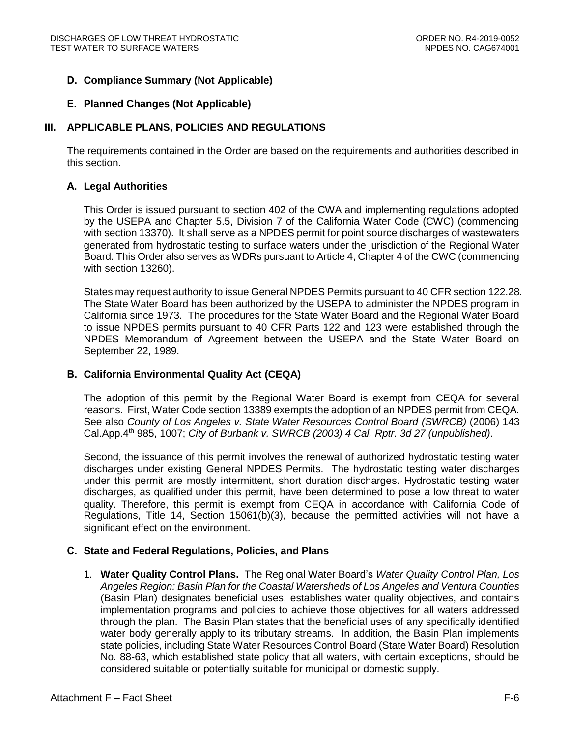### D. Compliance Summary (Not Applicable)

### E. Planned Changes (Not Applicable)

## III. APPLICABLE PLANS, POLICIES AND REGULATIONS

The requirements contained in the Order are based on the requirements and authorities described in this section.

### A. Legal Authorities

This Order is issued pursuant to section 402 of the CWA and implementing regulations adopted by the USEPA and Chapter 5.5, Division 7 of the California Water Code (CWC) (commencing with section 13370). It shall serve as a NPDES permit for point source discharges of wastewaters generated from hydrostatic testing to surface waters under the jurisdiction of the Regional Water Board. This Order also serves as WDRs pursuant to Article 4, Chapter 4 of the CWC (commencing with section 13260).

States may request authority to issue General NPDES Permits pursuant to 40 CFR section 122.28. The State Water Board has been authorized by the USEPA to administer the NPDES program in California since 1973. The procedures for the State Water Board and the Regional Water Board to issue NPDES permits pursuant to 40 CFR Parts 122 and 123 were established through the NPDES Memorandum of Agreement between the USEPA and the State Water Board on September 22, 1989.

### B. California Environmental Quality Act (CEQA)

The adoption of this permit by the Regional Water Board is exempt from CEQA for several reasons. First, Water Code section 13389 exempts the adoption of an NPDES permit from CEQA. See also *County of Los Angeles v. State Water Resources Control Board (SWRCB)* (2006) 143 Cal.App.4th 985, 1007; *City of Burbank v. SWRCB (2003) 4 Cal. Rptr. 3d 27 (unpublished)*.

Second, the issuance of this permit involves the renewal of authorized hydrostatic testing water discharges under existing General NPDES Permits. The hydrostatic testing water discharges under this permit are mostly intermittent, short duration discharges. Hydrostatic testing water discharges, as qualified under this permit, have been determined to pose a low threat to water quality. Therefore, this permit is exempt from CEQA in accordance with California Code of Regulations, Title 14, Section 15061(b)(3), because the permitted activities will not have a significant effect on the environment.

### C. State and Federal Regulations, Policies, and Plans

1. **Water Quality Control Plans.** The Regional Water Board's *Water Quality Control Plan, Los Angeles Region: Basin Plan for the Coastal Watersheds of Los Angeles and Ventura Counties* (Basin Plan) designates beneficial uses, establishes water quality objectives, and contains implementation programs and policies to achieve those objectives for all waters addressed through the plan. The Basin Plan states that the beneficial uses of any specifically identified water body generally apply to its tributary streams. In addition, the Basin Plan implements state policies, including State Water Resources Control Board (State Water Board) Resolution No. 88-63, which established state policy that all waters, with certain exceptions, should be considered suitable or potentially suitable for municipal or domestic supply.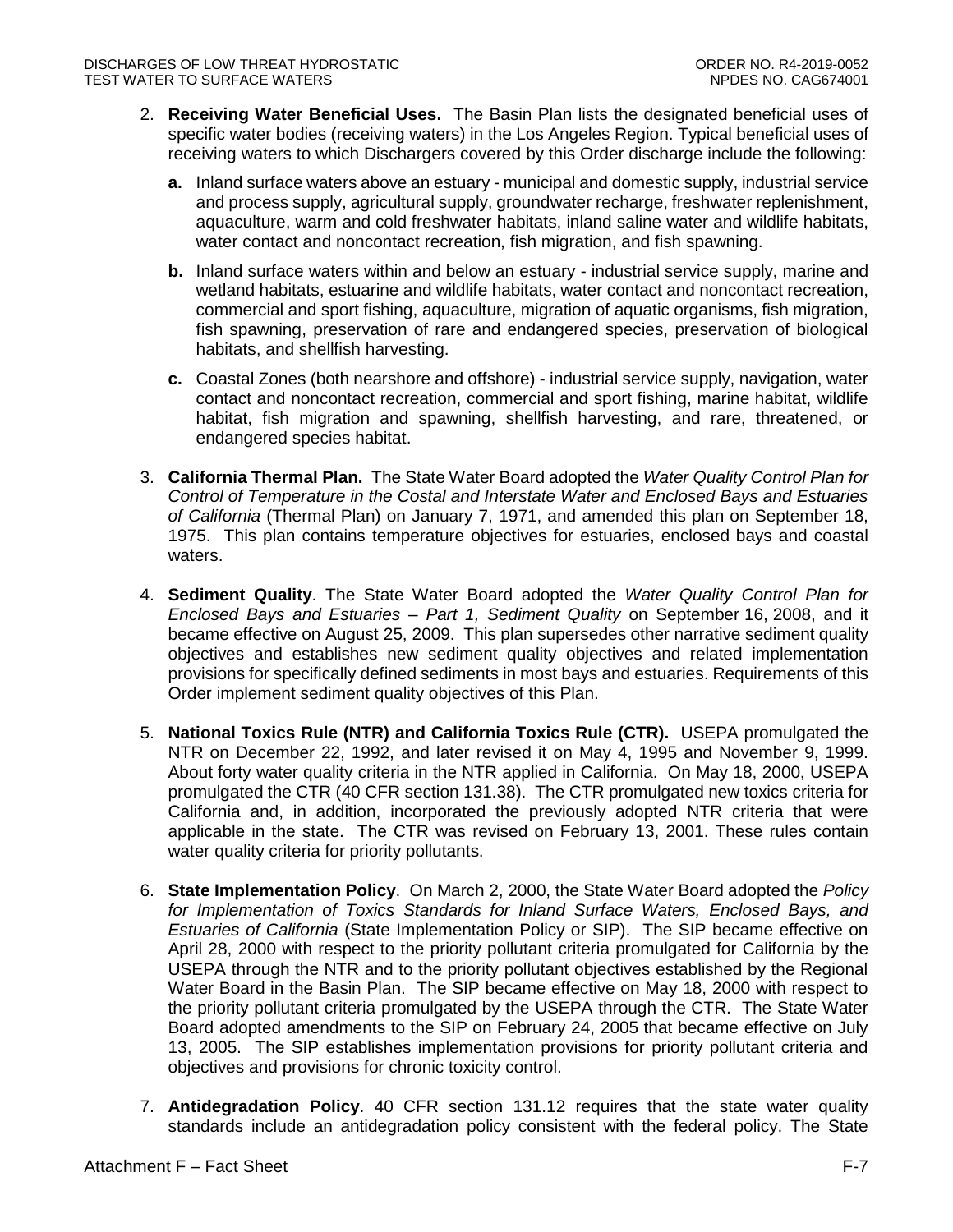2. **Receiving Water Beneficial Uses.** The Basin Plan lists the designated beneficial uses of specific water bodies (receiving waters) in the Los Angeles Region. Typical beneficial uses of receiving waters to which Dischargers covered by this Order discharge include the following:

   **a.** Inland surface waters above an estuary - municipal and domestic supply, industrial service and process supply, agricultural supply, groundwater recharge, freshwater replenishment, aquaculture, warm and cold freshwater habitats, inland saline water and wildlife habitats, water contact and noncontact recreation, fish migration, and fish spawning.

   **b.** Inland surface waters within and below an estuary - industrial service supply, marine and wetland habitats, estuarine and wildlife habitats, water contact and noncontact recreation, commercial and sport fishing, aquaculture, migration of aquatic organisms, fish migration, fish spawning, preservation of rare and endangered species, preservation of biological habitats, and shellfish harvesting.

   **c.** Coastal Zones (both nearshore and offshore) - industrial service supply, navigation, water contact and noncontact recreation, commercial and sport fishing, marine habitat, wildlife habitat, fish migration and spawning, shellfish harvesting, and rare, threatened, or endangered species habitat.

3. **California Thermal Plan.** The State Water Board adopted the *Water Quality Control Plan for Control of Temperature in the Costal and Interstate Water and Enclosed Bays and Estuaries of California* (Thermal Plan) on January 7, 1971, and amended this plan on September 18, 1975. This plan contains temperature objectives for estuaries, enclosed bays and coastal waters.

4. **Sediment Quality**. The State Water Board adopted the *Water Quality Control Plan for Enclosed Bays and Estuaries – Part 1, Sediment Quality* on September 16, 2008, and it became effective on August 25, 2009. This plan supersedes other narrative sediment quality objectives and establishes new sediment quality objectives and related implementation provisions for specifically defined sediments in most bays and estuaries. Requirements of this Order implement sediment quality objectives of this Plan.

5. **National Toxics Rule (NTR) and California Toxics Rule (CTR).** USEPA promulgated the NTR on December 22, 1992, and later revised it on May 4, 1995 and November 9, 1999. About forty water quality criteria in the NTR applied in California. On May 18, 2000, USEPA promulgated the CTR (40 CFR section 131.38). The CTR promulgated new toxics criteria for California and, in addition, incorporated the previously adopted NTR criteria that were applicable in the state. The CTR was revised on February 13, 2001. These rules contain water quality criteria for priority pollutants.

6. **State Implementation Policy**. On March 2, 2000, the State Water Board adopted the *Policy for Implementation of Toxics Standards for Inland Surface Waters, Enclosed Bays, and Estuaries of California* (State Implementation Policy or SIP). The SIP became effective on April 28, 2000 with respect to the priority pollutant criteria promulgated for California by the USEPA through the NTR and to the priority pollutant objectives established by the Regional Water Board in the Basin Plan. The SIP became effective on May 18, 2000 with respect to the priority pollutant criteria promulgated by the USEPA through the CTR. The State Water Board adopted amendments to the SIP on February 24, 2005 that became effective on July 13, 2005. The SIP establishes implementation provisions for priority pollutant criteria and objectives and provisions for chronic toxicity control.

7. **Antidegradation Policy**. 40 CFR section 131.12 requires that the state water quality standards include an antidegradation policy consistent with the federal policy. The State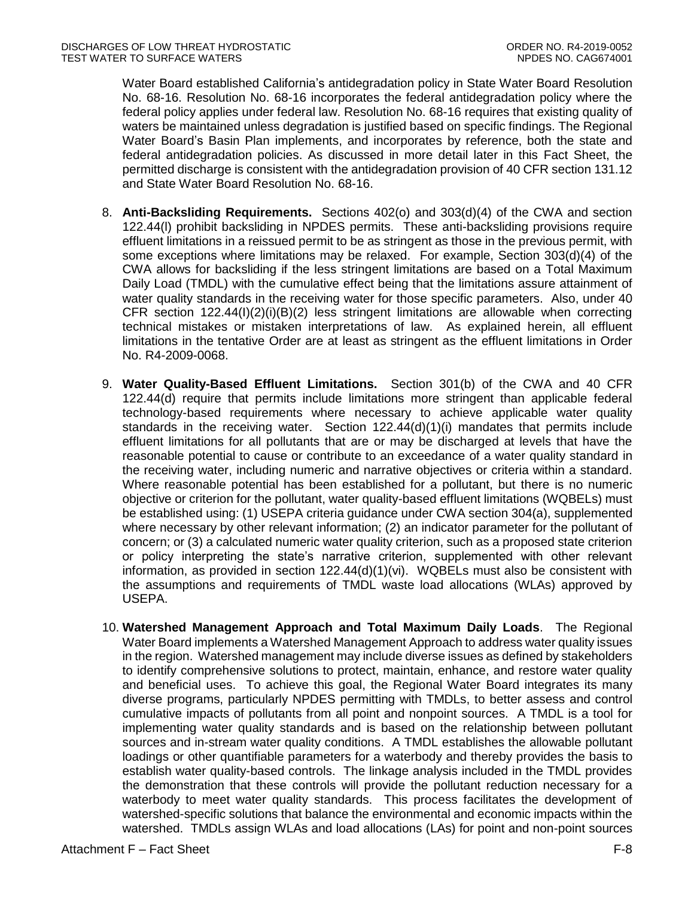Water Board established California's antidegradation policy in State Water Board Resolution No. 68-16. Resolution No. 68-16 incorporates the federal antidegradation policy where the federal policy applies under federal law. Resolution No. 68-16 requires that existing quality of waters be maintained unless degradation is justified based on specific findings. The Regional Water Board's Basin Plan implements, and incorporates by reference, both the state and federal antidegradation policies. As discussed in more detail later in this Fact Sheet, the permitted discharge is consistent with the antidegradation provision of 40 CFR section 131.12 and State Water Board Resolution No. 68-16.

8. **Anti-Backsliding Requirements.** Sections 402(o) and 303(d)(4) of the CWA and section 122.44(l) prohibit backsliding in NPDES permits. These anti-backsliding provisions require effluent limitations in a reissued permit to be as stringent as those in the previous permit, with some exceptions where limitations may be relaxed. For example, Section 303(d)(4) of the CWA allows for backsliding if the less stringent limitations are based on a Total Maximum Daily Load (TMDL) with the cumulative effect being that the limitations assure attainment of water quality standards in the receiving water for those specific parameters. Also, under 40 CFR section 122.44(I)(2)(i)(B)(2) less stringent limitations are allowable when correcting technical mistakes or mistaken interpretations of law. As explained herein, all effluent limitations in the tentative Order are at least as stringent as the effluent limitations in Order No. R4-2009-0068.

9. **Water Quality-Based Effluent Limitations.** Section 301(b) of the CWA and 40 CFR 122.44(d) require that permits include limitations more stringent than applicable federal technology-based requirements where necessary to achieve applicable water quality standards in the receiving water. Section 122.44(d)(1)(i) mandates that permits include effluent limitations for all pollutants that are or may be discharged at levels that have the reasonable potential to cause or contribute to an exceedance of a water quality standard in the receiving water, including numeric and narrative objectives or criteria within a standard. Where reasonable potential has been established for a pollutant, but there is no numeric objective or criterion for the pollutant, water quality-based effluent limitations (WQBELs) must be established using: (1) USEPA criteria guidance under CWA section 304(a), supplemented where necessary by other relevant information; (2) an indicator parameter for the pollutant of concern; or (3) a calculated numeric water quality criterion, such as a proposed state criterion or policy interpreting the state's narrative criterion, supplemented with other relevant information, as provided in section 122.44(d)(1)(vi). WQBELs must also be consistent with the assumptions and requirements of TMDL waste load allocations (WLAs) approved by USEPA.

10. **Watershed Management Approach and Total Maximum Daily Loads**. The Regional Water Board implements a Watershed Management Approach to address water quality issues in the region. Watershed management may include diverse issues as defined by stakeholders to identify comprehensive solutions to protect, maintain, enhance, and restore water quality and beneficial uses. To achieve this goal, the Regional Water Board integrates its many diverse programs, particularly NPDES permitting with TMDLs, to better assess and control cumulative impacts of pollutants from all point and nonpoint sources. A TMDL is a tool for implementing water quality standards and is based on the relationship between pollutant sources and in-stream water quality conditions. A TMDL establishes the allowable pollutant loadings or other quantifiable parameters for a waterbody and thereby provides the basis to establish water quality-based controls. The linkage analysis included in the TMDL provides the demonstration that these controls will provide the pollutant reduction necessary for a waterbody to meet water quality standards. This process facilitates the development of watershed-specific solutions that balance the environmental and economic impacts within the watershed. TMDLs assign WLAs and load allocations (LAs) for point and non-point sources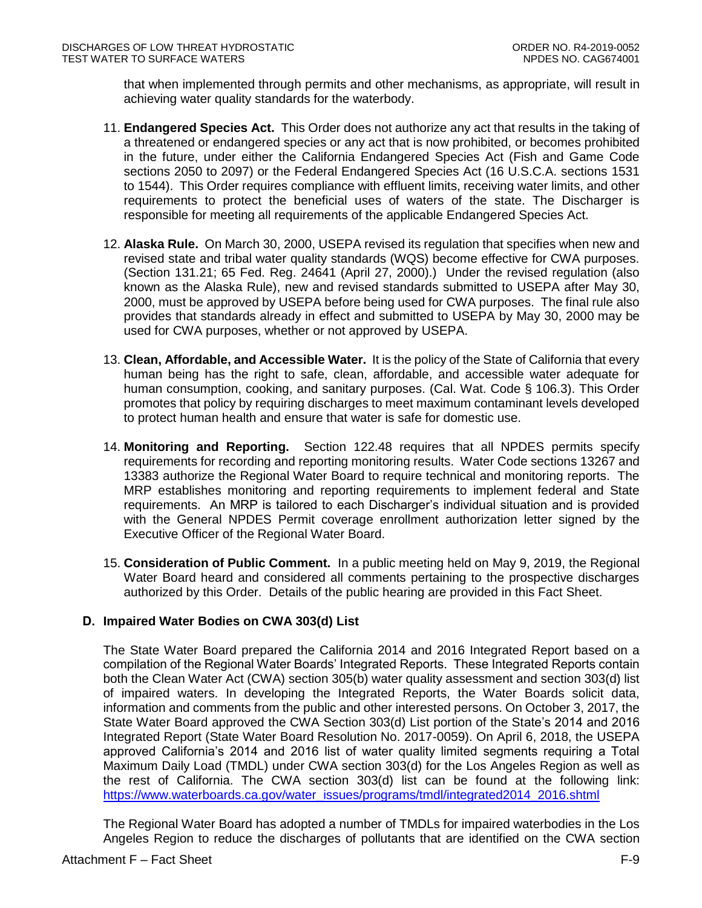that when implemented through permits and other mechanisms, as appropriate, will result in achieving water quality standards for the waterbody.

11. **Endangered Species Act.** This Order does not authorize any act that results in the taking of a threatened or endangered species or any act that is now prohibited, or becomes prohibited in the future, under either the California Endangered Species Act (Fish and Game Code sections 2050 to 2097) or the Federal Endangered Species Act (16 U.S.C.A. sections 1531 to 1544). This Order requires compliance with effluent limits, receiving water limits, and other requirements to protect the beneficial uses of waters of the state. The Discharger is responsible for meeting all requirements of the applicable Endangered Species Act.

12. **Alaska Rule.** On March 30, 2000, USEPA revised its regulation that specifies when new and revised state and tribal water quality standards (WQS) become effective for CWA purposes. (Section 131.21; 65 Fed. Reg. 24641 (April 27, 2000).) Under the revised regulation (also known as the Alaska Rule), new and revised standards submitted to USEPA after May 30, 2000, must be approved by USEPA before being used for CWA purposes. The final rule also provides that standards already in effect and submitted to USEPA by May 30, 2000 may be used for CWA purposes, whether or not approved by USEPA.

13. **Clean, Affordable, and Accessible Water.** It is the policy of the State of California that every human being has the right to safe, clean, affordable, and accessible water adequate for human consumption, cooking, and sanitary purposes. (Cal. Wat. Code § 106.3). This Order promotes that policy by requiring discharges to meet maximum contaminant levels developed to protect human health and ensure that water is safe for domestic use.

14. **Monitoring and Reporting.** Section 122.48 requires that all NPDES permits specify requirements for recording and reporting monitoring results. Water Code sections 13267 and 13383 authorize the Regional Water Board to require technical and monitoring reports. The MRP establishes monitoring and reporting requirements to implement federal and State requirements. An MRP is tailored to each Discharger's individual situation and is provided with the General NPDES Permit coverage enrollment authorization letter signed by the Executive Officer of the Regional Water Board.

15. **Consideration of Public Comment.** In a public meeting held on May 9, 2019, the Regional Water Board heard and considered all comments pertaining to the prospective discharges authorized by this Order. Details of the public hearing are provided in this Fact Sheet.

### D. Impaired Water Bodies on CWA 303(d) List

The State Water Board prepared the California 2014 and 2016 Integrated Report based on a compilation of the Regional Water Boards' Integrated Reports. These Integrated Reports contain both the Clean Water Act (CWA) section 305(b) water quality assessment and section 303(d) list of impaired waters. In developing the Integrated Reports, the Water Boards solicit data, information and comments from the public and other interested persons. On October 3, 2017, the State Water Board approved the CWA Section 303(d) List portion of the State's 2014 and 2016 Integrated Report (State Water Board Resolution No. 2017-0059). On April 6, 2018, the USEPA approved California's 2014 and 2016 list of water quality limited segments requiring a Total Maximum Daily Load (TMDL) under CWA section 303(d) for the Los Angeles Region as well as the rest of California. The CWA section 303(d) list can be found at the following link: https://www.waterboards.ca.gov/water_issues/programs/tmdl/integrated2014_2016.shtml

The Regional Water Board has adopted a number of TMDLs for impaired waterbodies in the Los Angeles Region to reduce the discharges of pollutants that are identified on the CWA section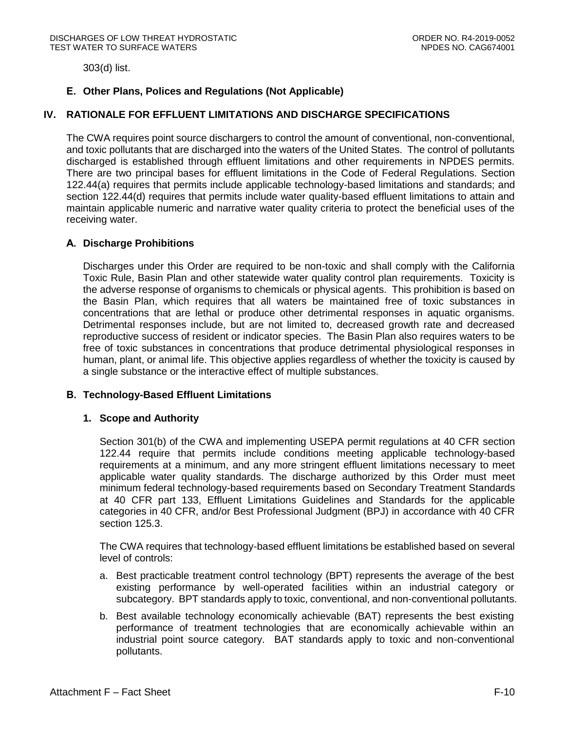303(d) list.

### E. Other Plans, Polices and Regulations (Not Applicable)

## IV. RATIONALE FOR EFFLUENT LIMITATIONS AND DISCHARGE SPECIFICATIONS

The CWA requires point source dischargers to control the amount of conventional, non-conventional, and toxic pollutants that are discharged into the waters of the United States. The control of pollutants discharged is established through effluent limitations and other requirements in NPDES permits. There are two principal bases for effluent limitations in the Code of Federal Regulations. Section 122.44(a) requires that permits include applicable technology-based limitations and standards; and section 122.44(d) requires that permits include water quality-based effluent limitations to attain and maintain applicable numeric and narrative water quality criteria to protect the beneficial uses of the receiving water.

### A. Discharge Prohibitions

Discharges under this Order are required to be non-toxic and shall comply with the California Toxic Rule, Basin Plan and other statewide water quality control plan requirements. Toxicity is the adverse response of organisms to chemicals or physical agents. This prohibition is based on the Basin Plan, which requires that all waters be maintained free of toxic substances in concentrations that are lethal or produce other detrimental responses in aquatic organisms. Detrimental responses include, but are not limited to, decreased growth rate and decreased reproductive success of resident or indicator species. The Basin Plan also requires waters to be free of toxic substances in concentrations that produce detrimental physiological responses in human, plant, or animal life. This objective applies regardless of whether the toxicity is caused by a single substance or the interactive effect of multiple substances.

### B. Technology-Based Effluent Limitations

#### 1. Scope and Authority

Section 301(b) of the CWA and implementing USEPA permit regulations at 40 CFR section 122.44 require that permits include conditions meeting applicable technology-based requirements at a minimum, and any more stringent effluent limitations necessary to meet applicable water quality standards. The discharge authorized by this Order must meet minimum federal technology-based requirements based on Secondary Treatment Standards at 40 CFR part 133, Effluent Limitations Guidelines and Standards for the applicable categories in 40 CFR, and/or Best Professional Judgment (BPJ) in accordance with 40 CFR section 125.3.

The CWA requires that technology-based effluent limitations be established based on several level of controls:

a. Best practicable treatment control technology (BPT) represents the average of the best existing performance by well-operated facilities within an industrial category or subcategory. BPT standards apply to toxic, conventional, and non-conventional pollutants.

b. Best available technology economically achievable (BAT) represents the best existing performance of treatment technologies that are economically achievable within an industrial point source category. BAT standards apply to toxic and non-conventional pollutants.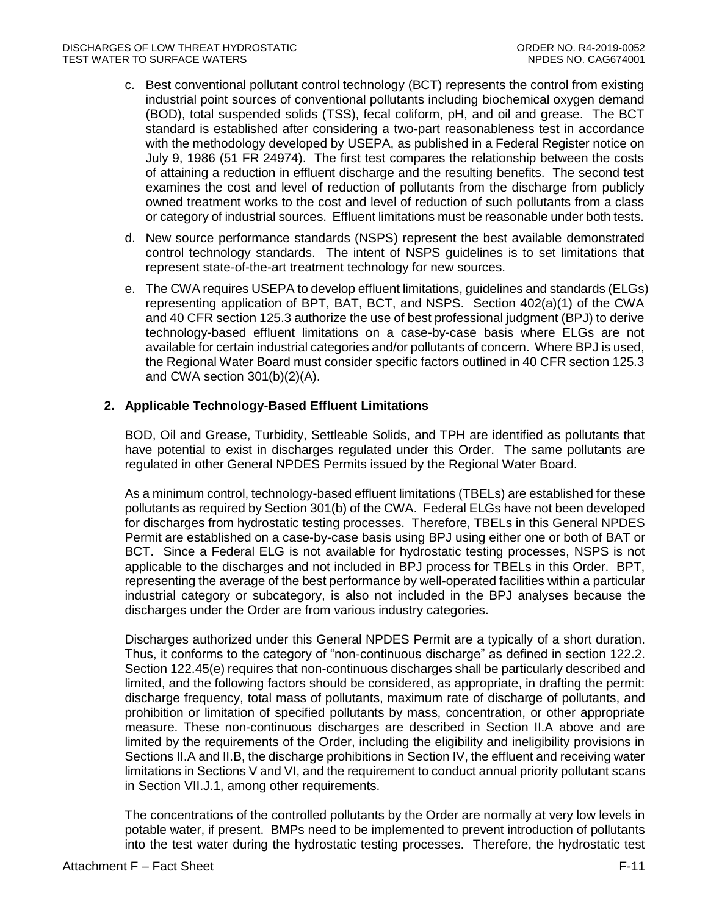c. Best conventional pollutant control technology (BCT) represents the control from existing industrial point sources of conventional pollutants including biochemical oxygen demand (BOD), total suspended solids (TSS), fecal coliform, pH, and oil and grease. The BCT standard is established after considering a two-part reasonableness test in accordance with the methodology developed by USEPA, as published in a Federal Register notice on July 9, 1986 (51 FR 24974). The first test compares the relationship between the costs of attaining a reduction in effluent discharge and the resulting benefits. The second test examines the cost and level of reduction of pollutants from the discharge from publicly owned treatment works to the cost and level of reduction of such pollutants from a class or category of industrial sources. Effluent limitations must be reasonable under both tests.

d. New source performance standards (NSPS) represent the best available demonstrated control technology standards. The intent of NSPS guidelines is to set limitations that represent state-of-the-art treatment technology for new sources.

e. The CWA requires USEPA to develop effluent limitations, guidelines and standards (ELGs) representing application of BPT, BAT, BCT, and NSPS. Section 402(a)(1) of the CWA and 40 CFR section 125.3 authorize the use of best professional judgment (BPJ) to derive technology-based effluent limitations on a case-by-case basis where ELGs are not available for certain industrial categories and/or pollutants of concern. Where BPJ is used, the Regional Water Board must consider specific factors outlined in 40 CFR section 125.3 and CWA section 301(b)(2)(A).

### 2. Applicable Technology-Based Effluent Limitations

BOD, Oil and Grease, Turbidity, Settleable Solids, and TPH are identified as pollutants that have potential to exist in discharges regulated under this Order. The same pollutants are regulated in other General NPDES Permits issued by the Regional Water Board.

As a minimum control, technology-based effluent limitations (TBELs) are established for these pollutants as required by Section 301(b) of the CWA. Federal ELGs have not been developed for discharges from hydrostatic testing processes. Therefore, TBELs in this General NPDES Permit are established on a case-by-case basis using BPJ using either one or both of BAT or BCT. Since a Federal ELG is not available for hydrostatic testing processes, NSPS is not applicable to the discharges and not included in BPJ process for TBELs in this Order. BPT, representing the average of the best performance by well-operated facilities within a particular industrial category or subcategory, is also not included in the BPJ analyses because the discharges under the Order are from various industry categories.

Discharges authorized under this General NPDES Permit are a typically of a short duration. Thus, it conforms to the category of "non-continuous discharge" as defined in section 122.2. Section 122.45(e) requires that non-continuous discharges shall be particularly described and limited, and the following factors should be considered, as appropriate, in drafting the permit: discharge frequency, total mass of pollutants, maximum rate of discharge of pollutants, and prohibition or limitation of specified pollutants by mass, concentration, or other appropriate measure. These non-continuous discharges are described in Section II.A above and are limited by the requirements of the Order, including the eligibility and ineligibility provisions in Sections II.A and II.B, the discharge prohibitions in Section IV, the effluent and receiving water limitations in Sections V and VI, and the requirement to conduct annual priority pollutant scans in Section VII.J.1, among other requirements.

The concentrations of the controlled pollutants by the Order are normally at very low levels in potable water, if present. BMPs need to be implemented to prevent introduction of pollutants into the test water during the hydrostatic testing processes. Therefore, the hydrostatic test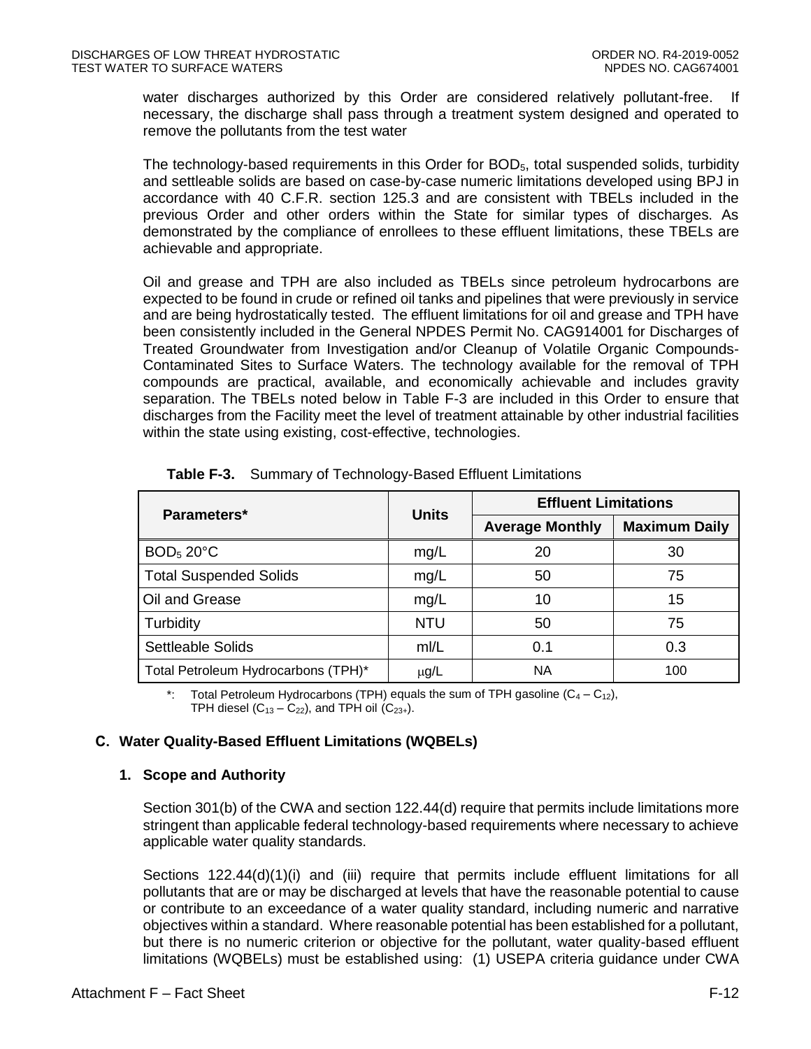water discharges authorized by this Order are considered relatively pollutant-free. If necessary, the discharge shall pass through a treatment system designed and operated to remove the pollutants from the test water

The technology-based requirements in this Order for $BOD_5$, total suspended solids, turbidity and settleable solids are based on case-by-case numeric limitations developed using BPJ in accordance with 40 C.F.R. section 125.3 and are consistent with TBELs included in the previous Order and other orders within the State for similar types of discharges. As demonstrated by the compliance of enrollees to these effluent limitations, these TBELs are achievable and appropriate.

Oil and grease and TPH are also included as TBELs since petroleum hydrocarbons are expected to be found in crude or refined oil tanks and pipelines that were previously in service and are being hydrostatically tested. The effluent limitations for oil and grease and TPH have been consistently included in the General NPDES Permit No. CAG914001 for Discharges of Treated Groundwater from Investigation and/or Cleanup of Volatile Organic Compounds-Contaminated Sites to Surface Waters. The technology available for the removal of TPH compounds are practical, available, and economically achievable and includes gravity separation. The TBELs noted below in Table F-3 are included in this Order to ensure that discharges from the Facility meet the level of treatment attainable by other industrial facilities within the state using existing, cost-effective, technologies.

**Table F-3.** Summary of Technology-Based Effluent Limitations

| Parameters* | Units | Effluent Limitations | |
|---|---|---|---|
| | | Average Monthly | Maximum Daily |
| $BOD_5$ 20°C | mg/L | 20 | 30 |
| Total Suspended Solids | mg/L | 50 | 75 |
| Oil and Grease | mg/L | 10 | 15 |
| Turbidity | NTU | 50 | 75 |
| Settleable Solids | ml/L | 0.1 | 0.3 |
| Total Petroleum Hydrocarbons (TPH)* | μg/L | NA | 100 |

*: Total Petroleum Hydrocarbons (TPH) equals the sum of TPH gasoline ($C_4 – C_{12}$), TPH diesel ($C_{13} – C_{22}$), and TPH oil ($C_{23+}$).

## C. Water Quality-Based Effluent Limitations (WQBELs)

### 1. Scope and Authority

Section 301(b) of the CWA and section 122.44(d) require that permits include limitations more stringent than applicable federal technology-based requirements where necessary to achieve applicable water quality standards.

Sections 122.44(d)(1)(i) and (iii) require that permits include effluent limitations for all pollutants that are or may be discharged at levels that have the reasonable potential to cause or contribute to an exceedance of a water quality standard, including numeric and narrative objectives within a standard. Where reasonable potential has been established for a pollutant, but there is no numeric criterion or objective for the pollutant, water quality-based effluent limitations (WQBELs) must be established using: (1) USEPA criteria guidance under CWA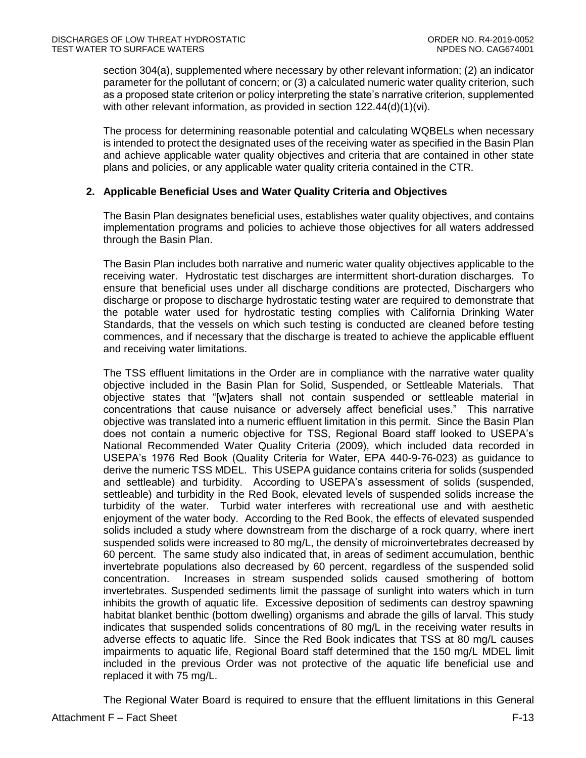section 304(a), supplemented where necessary by other relevant information; (2) an indicator parameter for the pollutant of concern; or (3) a calculated numeric water quality criterion, such as a proposed state criterion or policy interpreting the state's narrative criterion, supplemented with other relevant information, as provided in section 122.44(d)(1)(vi).

The process for determining reasonable potential and calculating WQBELs when necessary is intended to protect the designated uses of the receiving water as specified in the Basin Plan and achieve applicable water quality objectives and criteria that are contained in other state plans and policies, or any applicable water quality criteria contained in the CTR.

### 2. Applicable Beneficial Uses and Water Quality Criteria and Objectives

The Basin Plan designates beneficial uses, establishes water quality objectives, and contains implementation programs and policies to achieve those objectives for all waters addressed through the Basin Plan.

The Basin Plan includes both narrative and numeric water quality objectives applicable to the receiving water. Hydrostatic test discharges are intermittent short-duration discharges. To ensure that beneficial uses under all discharge conditions are protected, Dischargers who discharge or propose to discharge hydrostatic testing water are required to demonstrate that the potable water used for hydrostatic testing complies with California Drinking Water Standards, that the vessels on which such testing is conducted are cleaned before testing commences, and if necessary that the discharge is treated to achieve the applicable effluent and receiving water limitations.

The TSS effluent limitations in the Order are in compliance with the narrative water quality objective included in the Basin Plan for Solid, Suspended, or Settleable Materials. That objective states that "[w]aters shall not contain suspended or settleable material in concentrations that cause nuisance or adversely affect beneficial uses." This narrative objective was translated into a numeric effluent limitation in this permit. Since the Basin Plan does not contain a numeric objective for TSS, Regional Board staff looked to USEPA's National Recommended Water Quality Criteria (2009), which included data recorded in USEPA's 1976 Red Book (Quality Criteria for Water, EPA 440-9-76-023) as guidance to derive the numeric TSS MDEL. This USEPA guidance contains criteria for solids (suspended and settleable) and turbidity. According to USEPA's assessment of solids (suspended, settleable) and turbidity in the Red Book, elevated levels of suspended solids increase the turbidity of the water. Turbid water interferes with recreational use and with aesthetic enjoyment of the water body. According to the Red Book, the effects of elevated suspended solids included a study where downstream from the discharge of a rock quarry, where inert suspended solids were increased to 80 mg/L, the density of microinvertebrates decreased by 60 percent. The same study also indicated that, in areas of sediment accumulation, benthic invertebrate populations also decreased by 60 percent, regardless of the suspended solid concentration. Increases in stream suspended solids caused smothering of bottom invertebrates. Suspended sediments limit the passage of sunlight into waters which in turn inhibits the growth of aquatic life. Excessive deposition of sediments can destroy spawning habitat blanket benthic (bottom dwelling) organisms and abrade the gills of larval. This study indicates that suspended solids concentrations of 80 mg/L in the receiving water results in adverse effects to aquatic life. Since the Red Book indicates that TSS at 80 mg/L causes impairments to aquatic life, Regional Board staff determined that the 150 mg/L MDEL limit included in the previous Order was not protective of the aquatic life beneficial use and replaced it with 75 mg/L.

The Regional Water Board is required to ensure that the effluent limitations in this General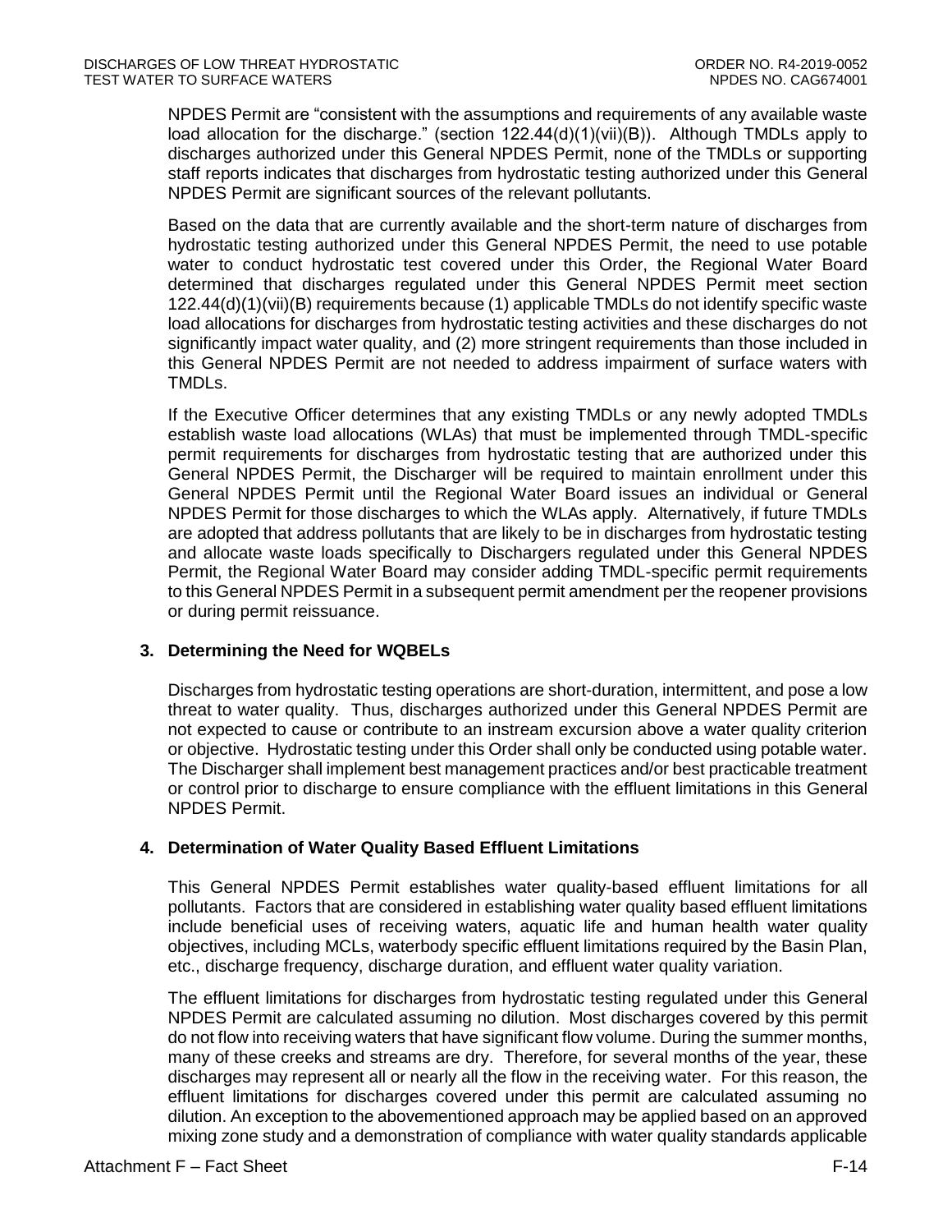NPDES Permit are "consistent with the assumptions and requirements of any available waste load allocation for the discharge." (section 122.44(d)(1)(vii)(B)). Although TMDLs apply to discharges authorized under this General NPDES Permit, none of the TMDLs or supporting staff reports indicates that discharges from hydrostatic testing authorized under this General NPDES Permit are significant sources of the relevant pollutants.

Based on the data that are currently available and the short-term nature of discharges from hydrostatic testing authorized under this General NPDES Permit, the need to use potable water to conduct hydrostatic test covered under this Order, the Regional Water Board determined that discharges regulated under this General NPDES Permit meet section 122.44(d)(1)(vii)(B) requirements because (1) applicable TMDLs do not identify specific waste load allocations for discharges from hydrostatic testing activities and these discharges do not significantly impact water quality, and (2) more stringent requirements than those included in this General NPDES Permit are not needed to address impairment of surface waters with TMDLs.

If the Executive Officer determines that any existing TMDLs or any newly adopted TMDLs establish waste load allocations (WLAs) that must be implemented through TMDL-specific permit requirements for discharges from hydrostatic testing that are authorized under this General NPDES Permit, the Discharger will be required to maintain enrollment under this General NPDES Permit until the Regional Water Board issues an individual or General NPDES Permit for those discharges to which the WLAs apply. Alternatively, if future TMDLs are adopted that address pollutants that are likely to be in discharges from hydrostatic testing and allocate waste loads specifically to Dischargers regulated under this General NPDES Permit, the Regional Water Board may consider adding TMDL-specific permit requirements to this General NPDES Permit in a subsequent permit amendment per the reopener provisions or during permit reissuance.

### 3. Determining the Need for WQBELs

Discharges from hydrostatic testing operations are short-duration, intermittent, and pose a low threat to water quality. Thus, discharges authorized under this General NPDES Permit are not expected to cause or contribute to an instream excursion above a water quality criterion or objective. Hydrostatic testing under this Order shall only be conducted using potable water. The Discharger shall implement best management practices and/or best practicable treatment or control prior to discharge to ensure compliance with the effluent limitations in this General NPDES Permit.

### 4. Determination of Water Quality Based Effluent Limitations

This General NPDES Permit establishes water quality-based effluent limitations for all pollutants. Factors that are considered in establishing water quality based effluent limitations include beneficial uses of receiving waters, aquatic life and human health water quality objectives, including MCLs, waterbody specific effluent limitations required by the Basin Plan, etc., discharge frequency, discharge duration, and effluent water quality variation.

The effluent limitations for discharges from hydrostatic testing regulated under this General NPDES Permit are calculated assuming no dilution. Most discharges covered by this permit do not flow into receiving waters that have significant flow volume. During the summer months, many of these creeks and streams are dry. Therefore, for several months of the year, these discharges may represent all or nearly all the flow in the receiving water. For this reason, the effluent limitations for discharges covered under this permit are calculated assuming no dilution. An exception to the abovementioned approach may be applied based on an approved mixing zone study and a demonstration of compliance with water quality standards applicable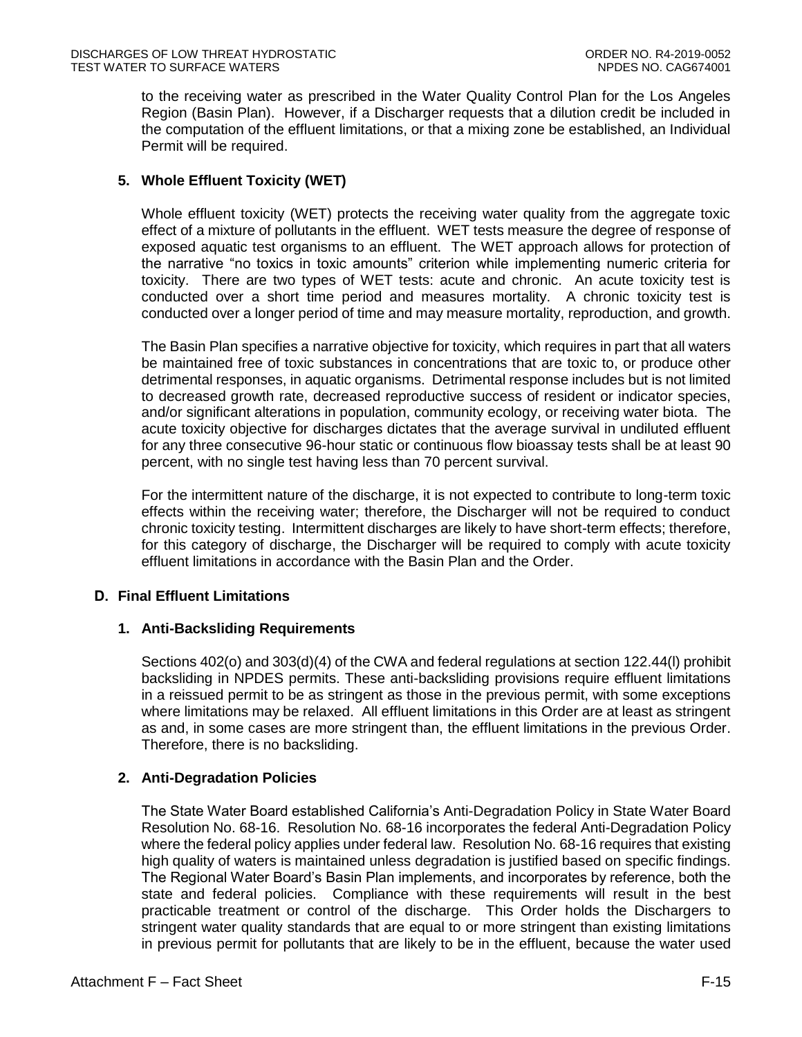to the receiving water as prescribed in the Water Quality Control Plan for the Los Angeles Region (Basin Plan). However, if a Discharger requests that a dilution credit be included in the computation of the effluent limitations, or that a mixing zone be established, an Individual Permit will be required.

### 5. Whole Effluent Toxicity (WET)

Whole effluent toxicity (WET) protects the receiving water quality from the aggregate toxic effect of a mixture of pollutants in the effluent. WET tests measure the degree of response of exposed aquatic test organisms to an effluent. The WET approach allows for protection of the narrative "no toxics in toxic amounts" criterion while implementing numeric criteria for toxicity. There are two types of WET tests: acute and chronic. An acute toxicity test is conducted over a short time period and measures mortality. A chronic toxicity test is conducted over a longer period of time and may measure mortality, reproduction, and growth.

The Basin Plan specifies a narrative objective for toxicity, which requires in part that all waters be maintained free of toxic substances in concentrations that are toxic to, or produce other detrimental responses, in aquatic organisms. Detrimental response includes but is not limited to decreased growth rate, decreased reproductive success of resident or indicator species, and/or significant alterations in population, community ecology, or receiving water biota. The acute toxicity objective for discharges dictates that the average survival in undiluted effluent for any three consecutive 96-hour static or continuous flow bioassay tests shall be at least 90 percent, with no single test having less than 70 percent survival.

For the intermittent nature of the discharge, it is not expected to contribute to long-term toxic effects within the receiving water; therefore, the Discharger will not be required to conduct chronic toxicity testing. Intermittent discharges are likely to have short-term effects; therefore, for this category of discharge, the Discharger will be required to comply with acute toxicity effluent limitations in accordance with the Basin Plan and the Order.

## D. Final Effluent Limitations

### 1. Anti-Backsliding Requirements

Sections 402(o) and 303(d)(4) of the CWA and federal regulations at section 122.44(l) prohibit backsliding in NPDES permits. These anti-backsliding provisions require effluent limitations in a reissued permit to be as stringent as those in the previous permit, with some exceptions where limitations may be relaxed. All effluent limitations in this Order are at least as stringent as and, in some cases are more stringent than, the effluent limitations in the previous Order. Therefore, there is no backsliding.

### 2. Anti-Degradation Policies

The State Water Board established California's Anti-Degradation Policy in State Water Board Resolution No. 68-16. Resolution No. 68-16 incorporates the federal Anti-Degradation Policy where the federal policy applies under federal law. Resolution No. 68-16 requires that existing high quality of waters is maintained unless degradation is justified based on specific findings. The Regional Water Board's Basin Plan implements, and incorporates by reference, both the state and federal policies. Compliance with these requirements will result in the best practicable treatment or control of the discharge. This Order holds the Dischargers to stringent water quality standards that are equal to or more stringent than existing limitations in previous permit for pollutants that are likely to be in the effluent, because the water used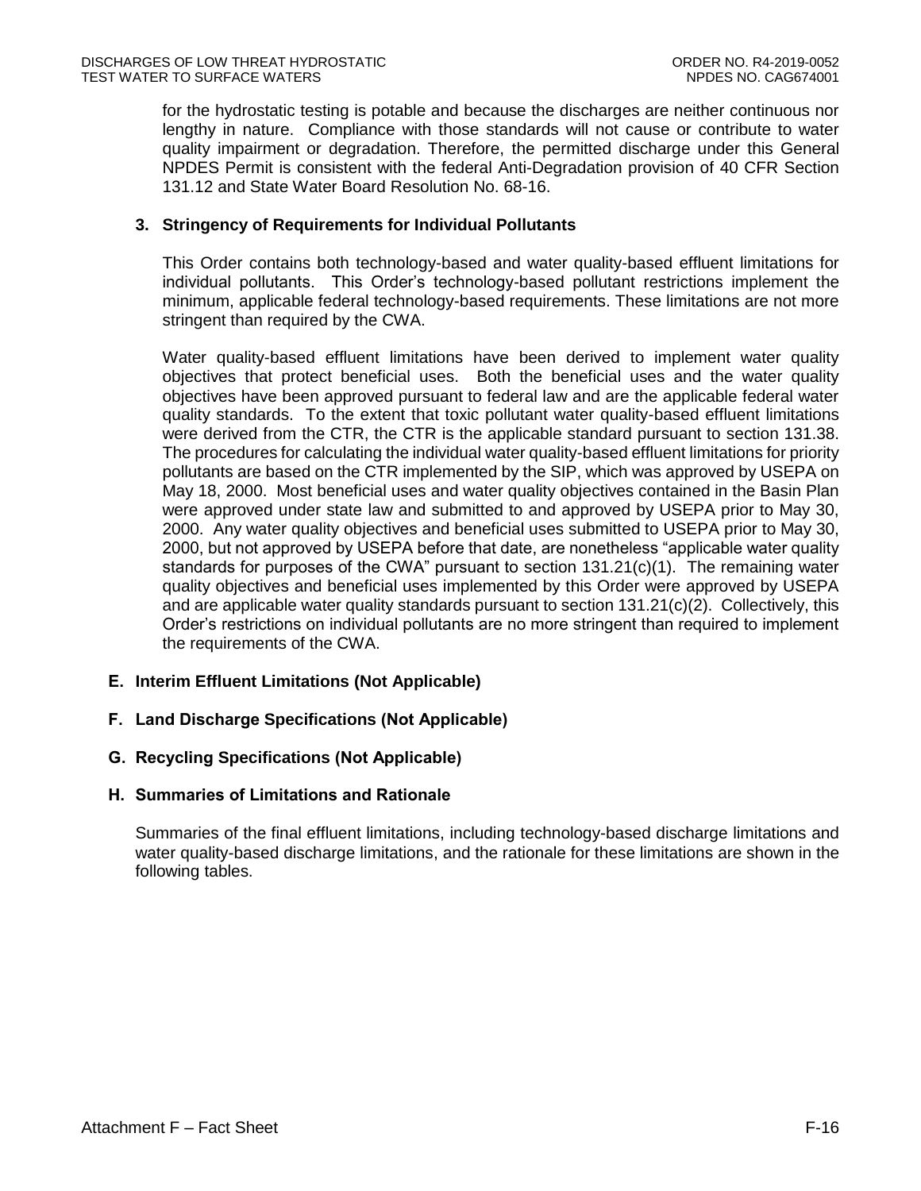for the hydrostatic testing is potable and because the discharges are neither continuous nor lengthy in nature. Compliance with those standards will not cause or contribute to water quality impairment or degradation. Therefore, the permitted discharge under this General NPDES Permit is consistent with the federal Anti-Degradation provision of 40 CFR Section 131.12 and State Water Board Resolution No. 68-16.

### 3. Stringency of Requirements for Individual Pollutants

This Order contains both technology-based and water quality-based effluent limitations for individual pollutants. This Order's technology-based pollutant restrictions implement the minimum, applicable federal technology-based requirements. These limitations are not more stringent than required by the CWA.

Water quality-based effluent limitations have been derived to implement water quality objectives that protect beneficial uses. Both the beneficial uses and the water quality objectives have been approved pursuant to federal law and are the applicable federal water quality standards. To the extent that toxic pollutant water quality-based effluent limitations were derived from the CTR, the CTR is the applicable standard pursuant to section 131.38. The procedures for calculating the individual water quality-based effluent limitations for priority pollutants are based on the CTR implemented by the SIP, which was approved by USEPA on May 18, 2000. Most beneficial uses and water quality objectives contained in the Basin Plan were approved under state law and submitted to and approved by USEPA prior to May 30, 2000. Any water quality objectives and beneficial uses submitted to USEPA prior to May 30, 2000, but not approved by USEPA before that date, are nonetheless "applicable water quality standards for purposes of the CWA" pursuant to section 131.21(c)(1). The remaining water quality objectives and beneficial uses implemented by this Order were approved by USEPA and are applicable water quality standards pursuant to section 131.21(c)(2). Collectively, this Order's restrictions on individual pollutants are no more stringent than required to implement the requirements of the CWA.

## E. Interim Effluent Limitations (Not Applicable)

## F. Land Discharge Specifications (Not Applicable)

## G. Recycling Specifications (Not Applicable)

## H. Summaries of Limitations and Rationale

Summaries of the final effluent limitations, including technology-based discharge limitations and water quality-based discharge limitations, and the rationale for these limitations are shown in the following tables.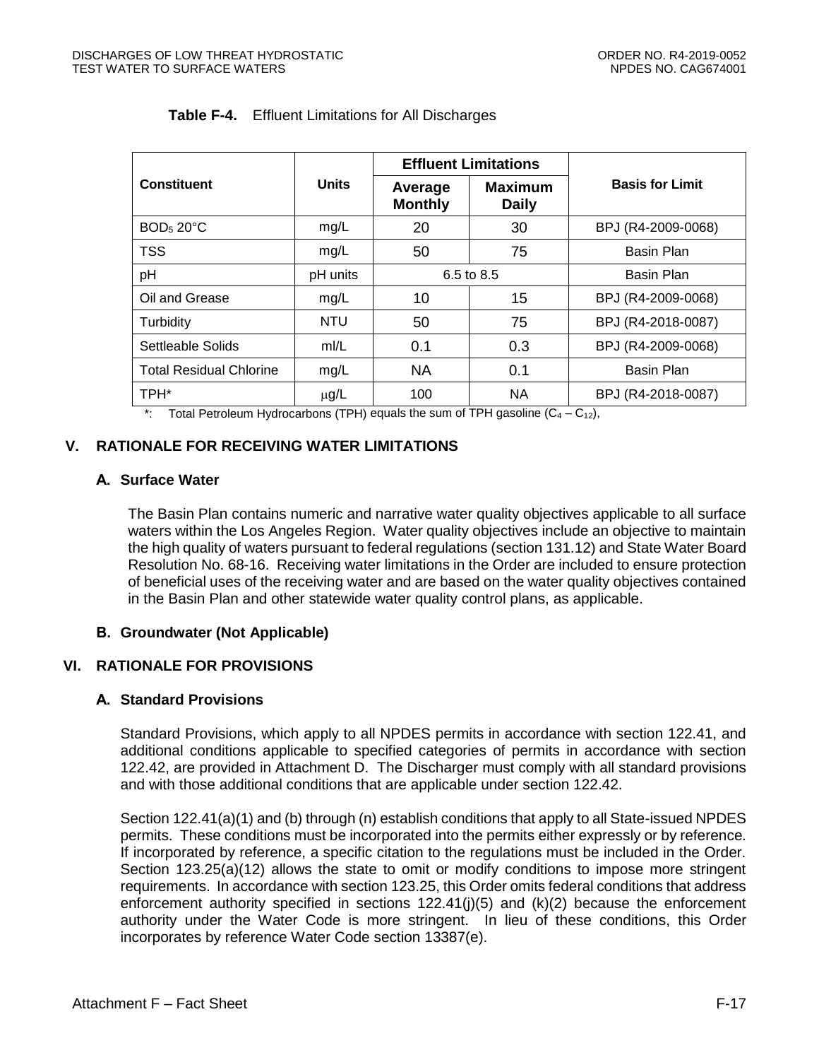**Table F-4.** Effluent Limitations for All Discharges

| Constituent | Units | Effluent Limitations | | Basis for Limit |
|---|---|---|---|---|
| | | Average Monthly | Maximum Daily | |
| $BOD_5$ 20°C | mg/L | 20 | 30 | BPJ (R4-2009-0068) |
| TSS | mg/L | 50 | 75 | Basin Plan |
| pH | pH units | 6.5 to 8.5 | | Basin Plan |
| Oil and Grease | mg/L | 10 | 15 | BPJ (R4-2009-0068) |
| Turbidity | NTU | 50 | 75 | BPJ (R4-2018-0087) |
| Settleable Solids | ml/L | 0.1 | 0.3 | BPJ (R4-2009-0068) |
| Total Residual Chlorine | mg/L | NA | 0.1 | Basin Plan |
| TPH* | μg/L | 100 | NA | BPJ (R4-2018-0087) |

*: Total Petroleum Hydrocarbons (TPH) equals the sum of TPH gasoline ($C_4 - C_{12}$),

## V. RATIONALE FOR RECEIVING WATER LIMITATIONS

### A. Surface Water

The Basin Plan contains numeric and narrative water quality objectives applicable to all surface waters within the Los Angeles Region. Water quality objectives include an objective to maintain the high quality of waters pursuant to federal regulations (section 131.12) and State Water Board Resolution No. 68-16. Receiving water limitations in the Order are included to ensure protection of beneficial uses of the receiving water and are based on the water quality objectives contained in the Basin Plan and other statewide water quality control plans, as applicable.

### B. Groundwater (Not Applicable)

## VI. RATIONALE FOR PROVISIONS

### A. Standard Provisions

Standard Provisions, which apply to all NPDES permits in accordance with section 122.41, and additional conditions applicable to specified categories of permits in accordance with section 122.42, are provided in Attachment D. The Discharger must comply with all standard provisions and with those additional conditions that are applicable under section 122.42.

Section 122.41(a)(1) and (b) through (n) establish conditions that apply to all State-issued NPDES permits. These conditions must be incorporated into the permits either expressly or by reference. If incorporated by reference, a specific citation to the regulations must be included in the Order. Section 123.25(a)(12) allows the state to omit or modify conditions to impose more stringent requirements. In accordance with section 123.25, this Order omits federal conditions that address enforcement authority specified in sections 122.41(j)(5) and (k)(2) because the enforcement authority under the Water Code is more stringent. In lieu of these conditions, this Order incorporates by reference Water Code section 13387(e).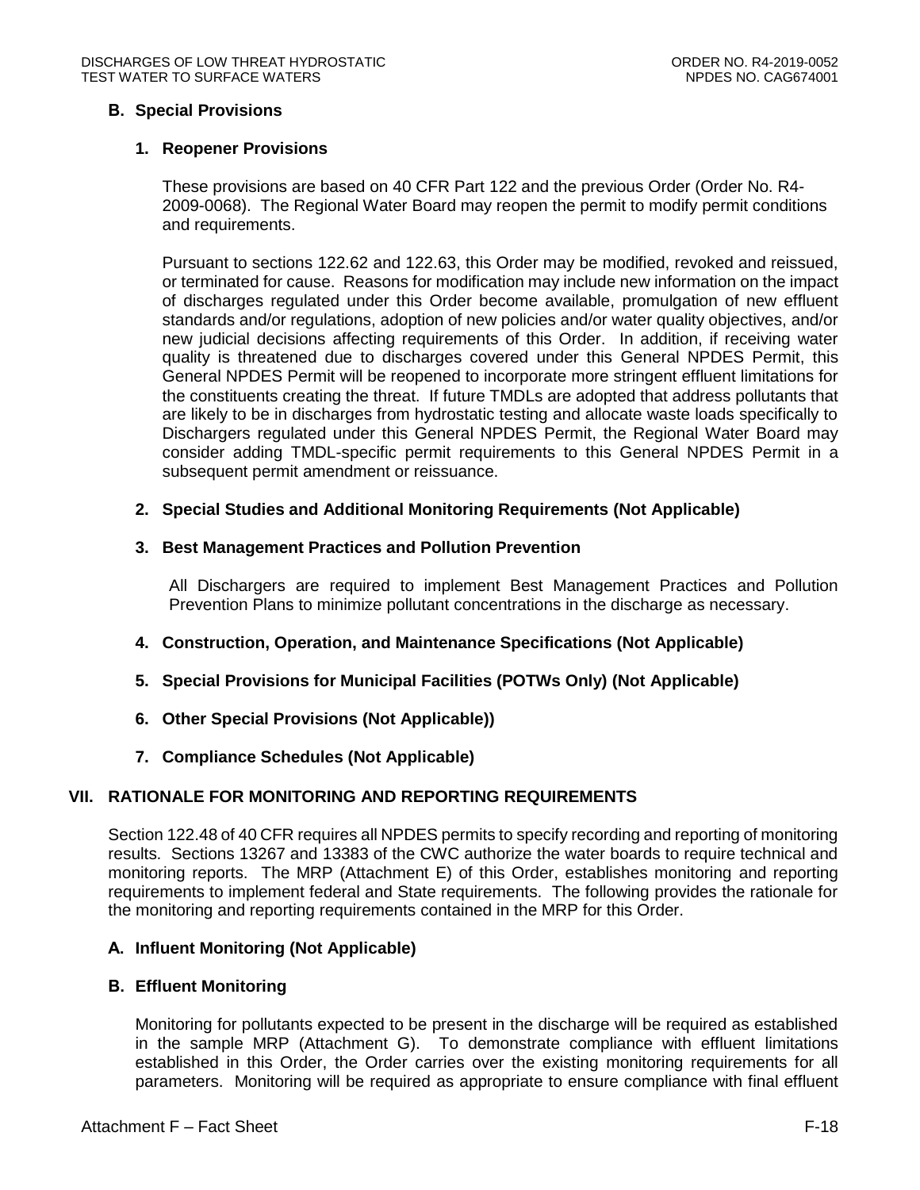### B. Special Provisions

#### 1. Reopener Provisions

These provisions are based on 40 CFR Part 122 and the previous Order (Order No. R4-2009-0068). The Regional Water Board may reopen the permit to modify permit conditions and requirements.

Pursuant to sections 122.62 and 122.63, this Order may be modified, revoked and reissued, or terminated for cause. Reasons for modification may include new information on the impact of discharges regulated under this Order become available, promulgation of new effluent standards and/or regulations, adoption of new policies and/or water quality objectives, and/or new judicial decisions affecting requirements of this Order. In addition, if receiving water quality is threatened due to discharges covered under this General NPDES Permit, this General NPDES Permit will be reopened to incorporate more stringent effluent limitations for the constituents creating the threat. If future TMDLs are adopted that address pollutants that are likely to be in discharges from hydrostatic testing and allocate waste loads specifically to Dischargers regulated under this General NPDES Permit, the Regional Water Board may consider adding TMDL-specific permit requirements to this General NPDES Permit in a subsequent permit amendment or reissuance.

#### 2. Special Studies and Additional Monitoring Requirements (Not Applicable)

#### 3. Best Management Practices and Pollution Prevention

All Dischargers are required to implement Best Management Practices and Pollution Prevention Plans to minimize pollutant concentrations in the discharge as necessary.

#### 4. Construction, Operation, and Maintenance Specifications (Not Applicable)

#### 5. Special Provisions for Municipal Facilities (POTWs Only) (Not Applicable)

#### 6. Other Special Provisions (Not Applicable))

#### 7. Compliance Schedules (Not Applicable)

## VII. RATIONALE FOR MONITORING AND REPORTING REQUIREMENTS

Section 122.48 of 40 CFR requires all NPDES permits to specify recording and reporting of monitoring results. Sections 13267 and 13383 of the CWC authorize the water boards to require technical and monitoring reports. The MRP (Attachment E) of this Order, establishes monitoring and reporting requirements to implement federal and State requirements. The following provides the rationale for the monitoring and reporting requirements contained in the MRP for this Order.

### A. Influent Monitoring (Not Applicable)

### B. Effluent Monitoring

Monitoring for pollutants expected to be present in the discharge will be required as established in the sample MRP (Attachment G). To demonstrate compliance with effluent limitations established in this Order, the Order carries over the existing monitoring requirements for all parameters. Monitoring will be required as appropriate to ensure compliance with final effluent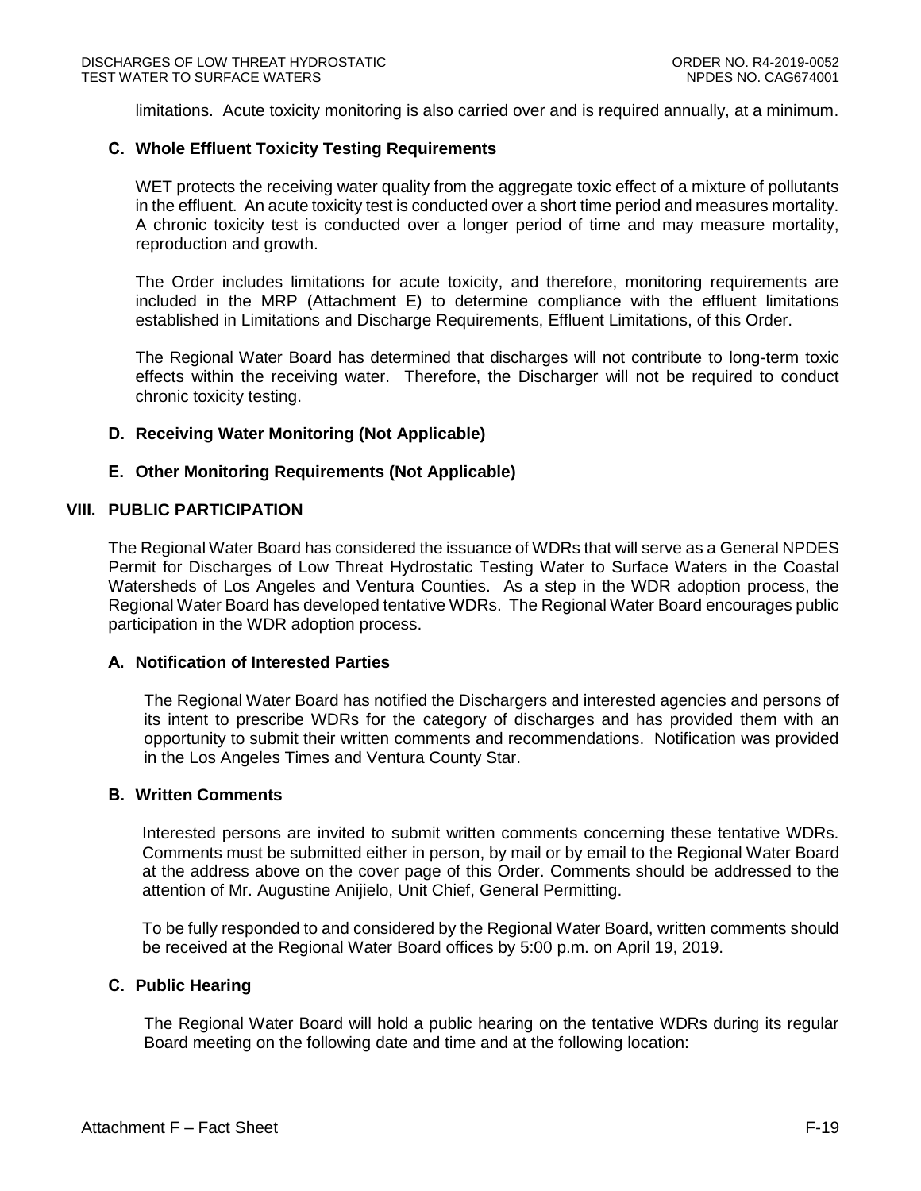limitations. Acute toxicity monitoring is also carried over and is required annually, at a minimum.

### C. Whole Effluent Toxicity Testing Requirements

WET protects the receiving water quality from the aggregate toxic effect of a mixture of pollutants in the effluent. An acute toxicity test is conducted over a short time period and measures mortality. A chronic toxicity test is conducted over a longer period of time and may measure mortality, reproduction and growth.

The Order includes limitations for acute toxicity, and therefore, monitoring requirements are included in the MRP (Attachment E) to determine compliance with the effluent limitations established in Limitations and Discharge Requirements, Effluent Limitations, of this Order.

The Regional Water Board has determined that discharges will not contribute to long-term toxic effects within the receiving water. Therefore, the Discharger will not be required to conduct chronic toxicity testing.

### D. Receiving Water Monitoring (Not Applicable)

### E. Other Monitoring Requirements (Not Applicable)

## VIII. PUBLIC PARTICIPATION

The Regional Water Board has considered the issuance of WDRs that will serve as a General NPDES Permit for Discharges of Low Threat Hydrostatic Testing Water to Surface Waters in the Coastal Watersheds of Los Angeles and Ventura Counties. As a step in the WDR adoption process, the Regional Water Board has developed tentative WDRs. The Regional Water Board encourages public participation in the WDR adoption process.

### A. Notification of Interested Parties

The Regional Water Board has notified the Dischargers and interested agencies and persons of its intent to prescribe WDRs for the category of discharges and has provided them with an opportunity to submit their written comments and recommendations. Notification was provided in the Los Angeles Times and Ventura County Star.

### B. Written Comments

Interested persons are invited to submit written comments concerning these tentative WDRs. Comments must be submitted either in person, by mail or by email to the Regional Water Board at the address above on the cover page of this Order. Comments should be addressed to the attention of Mr. Augustine Anijielo, Unit Chief, General Permitting.

To be fully responded to and considered by the Regional Water Board, written comments should be received at the Regional Water Board offices by 5:00 p.m. on April 19, 2019.

### C. Public Hearing

The Regional Water Board will hold a public hearing on the tentative WDRs during its regular Board meeting on the following date and time and at the following location: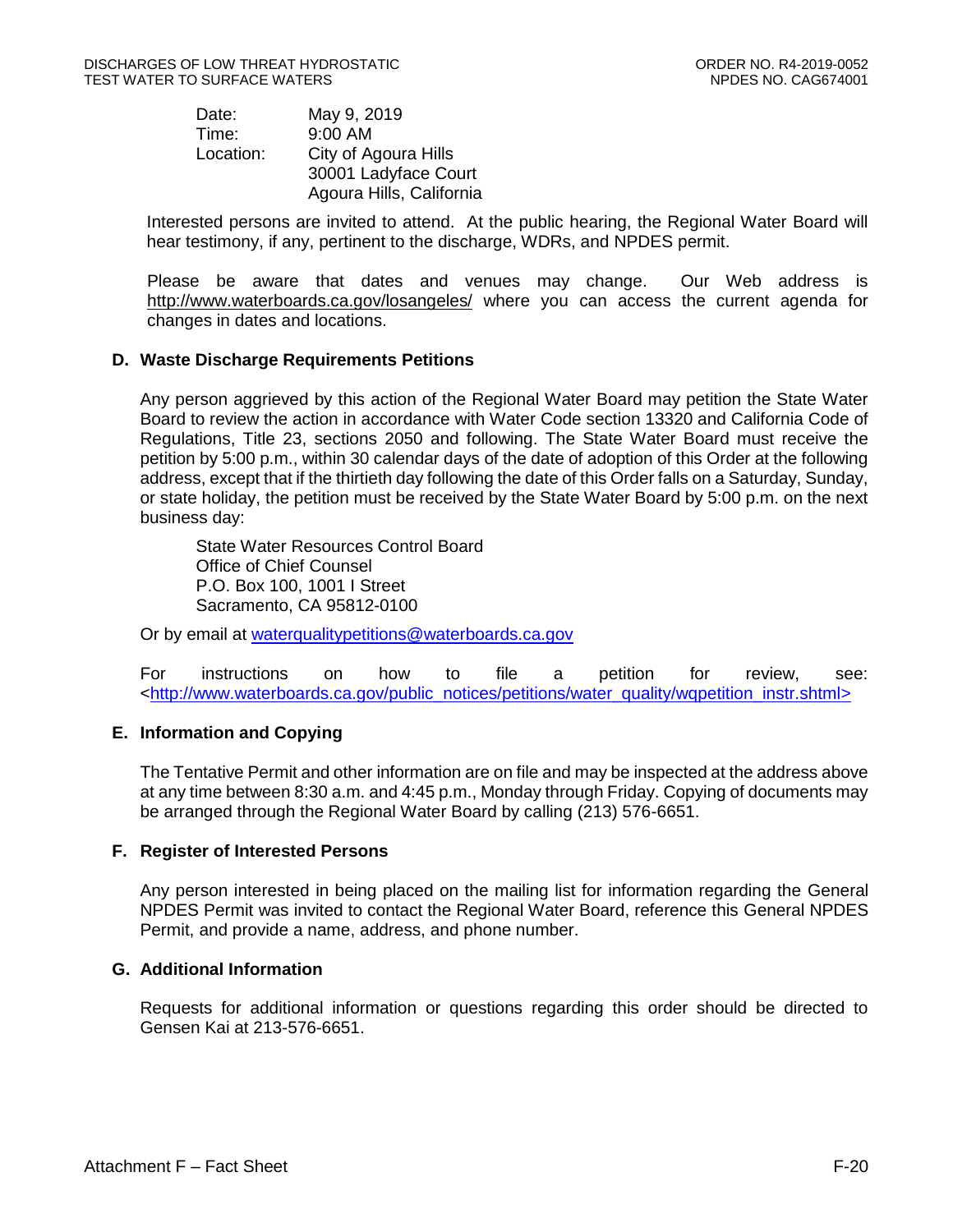Date: May 9, 2019
Time: 9:00 AM
Location: City of Agoura Hills
30001 Ladyface Court
Agoura Hills, California

Interested persons are invited to attend. At the public hearing, the Regional Water Board will hear testimony, if any, pertinent to the discharge, WDRs, and NPDES permit.

Please be aware that dates and venues may change. Our Web address is http://www.waterboards.ca.gov/losangeles/ where you can access the current agenda for changes in dates and locations.

### D. Waste Discharge Requirements Petitions

Any person aggrieved by this action of the Regional Water Board may petition the State Water Board to review the action in accordance with Water Code section 13320 and California Code of Regulations, Title 23, sections 2050 and following. The State Water Board must receive the petition by 5:00 p.m., within 30 calendar days of the date of adoption of this Order at the following address, except that if the thirtieth day following the date of this Order falls on a Saturday, Sunday, or state holiday, the petition must be received by the State Water Board by 5:00 p.m. on the next business day:

State Water Resources Control Board
Office of Chief Counsel
P.O. Box 100, 1001 I Street
Sacramento, CA 95812-0100

Or by email at waterqualitypetitions@waterboards.ca.gov

For instructions on how to file a petition for review, see: <http://www.waterboards.ca.gov/public_notices/petitions/water_quality/wqpetition_instr.shtml>

### E. Information and Copying

The Tentative Permit and other information are on file and may be inspected at the address above at any time between 8:30 a.m. and 4:45 p.m., Monday through Friday. Copying of documents may be arranged through the Regional Water Board by calling (213) 576-6651.

### F. Register of Interested Persons

Any person interested in being placed on the mailing list for information regarding the General NPDES Permit was invited to contact the Regional Water Board, reference this General NPDES Permit, and provide a name, address, and phone number.

### G. Additional Information

Requests for additional information or questions regarding this order should be directed to Gensen Kai at 213-576-6651.